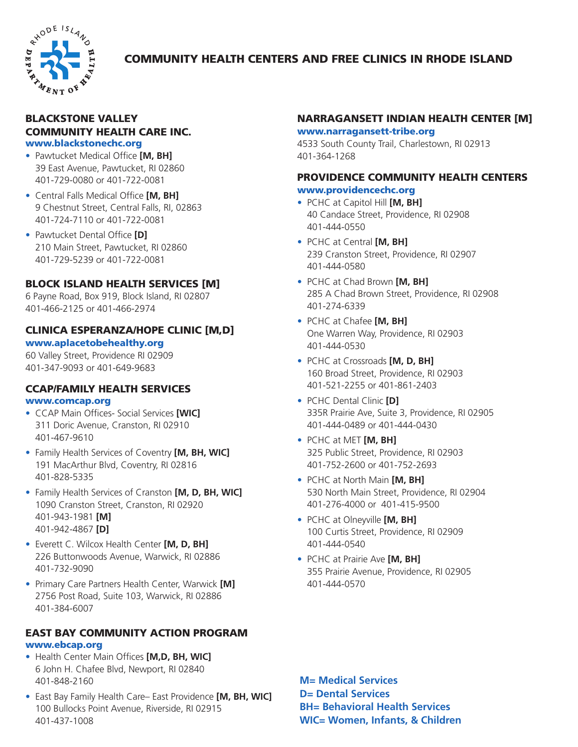# COMMUNITY HEALTH CENTERS AND FREE CLINICS IN RHODE ISLAND

## BLACKSTONE VALLEY COMMUNITY HEALTH CARE INC.

**www.blackstonechc.org**

- Pawtucket Medical Office **[M, BH]**
  39 East Avenue, Pawtucket, RI 02860
  401-729-0080 or 401-722-0081
- Central Falls Medical Office **[M, BH]**
  9 Chestnut Street, Central Falls, RI, 02863
  401-724-7110 or 401-722-0081
- Pawtucket Dental Office **[D]**
  210 Main Street, Pawtucket, RI 02860
  401-729-5239 or 401-722-0081

## BLOCK ISLAND HEALTH SERVICES [M]

6 Payne Road, Box 919, Block Island, RI 02807
401-466-2125 or 401-466-2974

## CLINICA ESPERANZA/HOPE CLINIC [M,D]

**www.aplacetobehealthy.org**

60 Valley Street, Providence RI 02909
401-347-9093 or 401-649-9683

## CCAP/FAMILY HEALTH SERVICES

**www.comcap.org**

- CCAP Main Offices- Social Services **[WIC]**
  311 Doric Avenue, Cranston, RI 02910
  401-467-9610
- Family Health Services of Coventry **[M, BH, WIC]**
  191 MacArthur Blvd, Coventry, RI 02816
  401-828-5335
- Family Health Services of Cranston **[M, D, BH, WIC]**
  1090 Cranston Street, Cranston, RI 02920
  401-943-1981 **[M]**
  401-942-4867 **[D]**
- Everett C. Wilcox Health Center **[M, D, BH]**
  226 Buttonwoods Avenue, Warwick, RI 02886
  401-732-9090
- Primary Care Partners Health Center, Warwick **[M]**
  2756 Post Road, Suite 103, Warwick, RI 02886
  401-384-6007

## EAST BAY COMMUNITY ACTION PROGRAM

**www.ebcap.org**

- Health Center Main Offices **[M,D, BH, WIC]**
  6 John H. Chafee Blvd, Newport, RI 02840
  401-848-2160
- East Bay Family Health Care– East Providence **[M, BH, WIC]**
  100 Bullocks Point Avenue, Riverside, RI 02915
  401-437-1008

## NARRAGANSETT INDIAN HEALTH CENTER [M]

**www.narragansett-tribe.org**

4533 South County Trail, Charlestown, RI 02913
401-364-1268

## PROVIDENCE COMMUNITY HEALTH CENTERS

**www.providencechc.org**

- PCHC at Capitol Hill **[M, BH]**
  40 Candace Street, Providence, RI 02908
  401-444-0550
- PCHC at Central **[M, BH]**
  239 Cranston Street, Providence, RI 02907
  401-444-0580
- PCHC at Chad Brown **[M, BH]**
  285 A Chad Brown Street, Providence, RI 02908
  401-274-6339
- PCHC at Chafee **[M, BH]**
  One Warren Way, Providence, RI 02903
  401-444-0530
- PCHC at Crossroads **[M, D, BH]**
  160 Broad Street, Providence, RI 02903
  401-521-2255 or 401-861-2403
- PCHC Dental Clinic **[D]**
  335R Prairie Ave, Suite 3, Providence, RI 02905
  401-444-0489 or 401-444-0430
- PCHC at MET **[M, BH]**
  325 Public Street, Providence, RI 02903
  401-752-2600 or 401-752-2693
- PCHC at North Main **[M, BH]**
  530 North Main Street, Providence, RI 02904
  401-276-4000 or 401-415-9500
- PCHC at Olneyville **[M, BH]**
  100 Curtis Street, Providence, RI 02909
  401-444-0540
- PCHC at Prairie Ave **[M, BH]**
  355 Prairie Avenue, Providence, RI 02905
  401-444-0570

**M= Medical Services**
**D= Dental Services**
**BH= Behavioral Health Services**
**WIC= Women, Infants, & Children**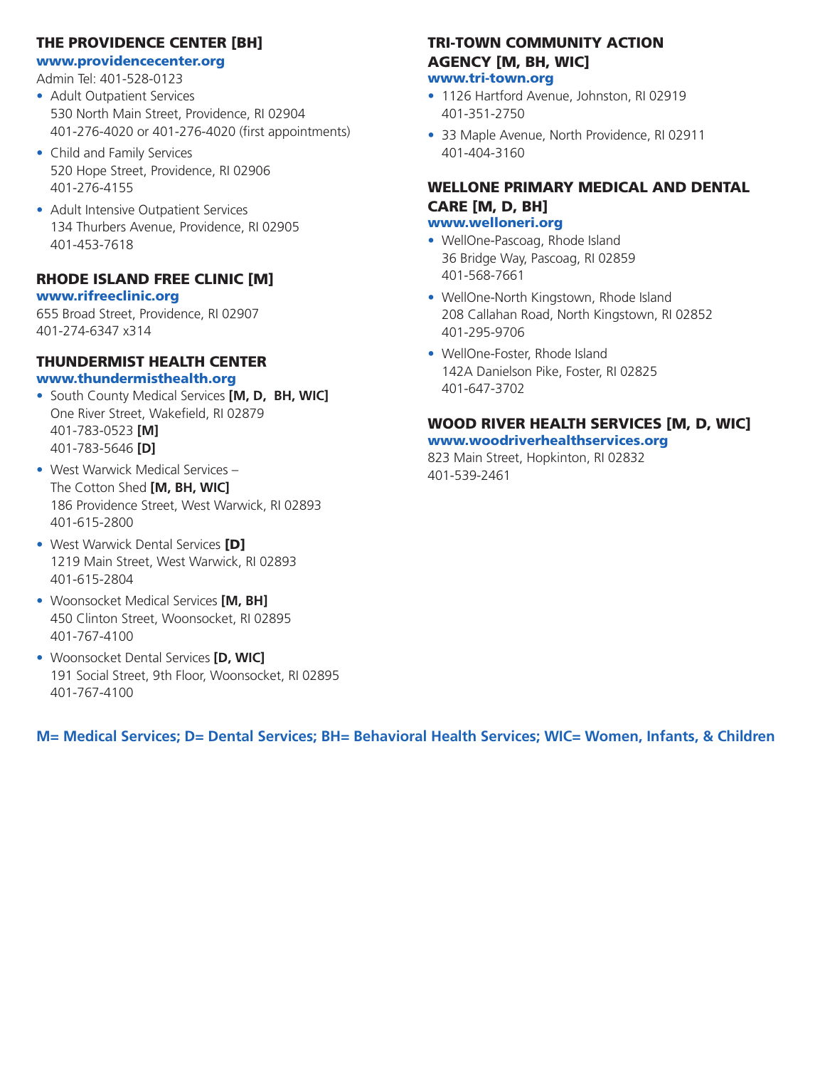## THE PROVIDENCE CENTER [BH]

**www.providencecenter.org**

Admin Tel: 401-528-0123

- Adult Outpatient Services
  530 North Main Street, Providence, RI 02904
  401-276-4020 or 401-276-4020 (first appointments)
- Child and Family Services
  520 Hope Street, Providence, RI 02906
  401-276-4155
- Adult Intensive Outpatient Services
  134 Thurbers Avenue, Providence, RI 02905
  401-453-7618

## RHODE ISLAND FREE CLINIC [M]

**www.rifreeclinic.org**

655 Broad Street, Providence, RI 02907
401-274-6347 x314

## THUNDERMIST HEALTH CENTER

**www.thundermisthealth.org**

- South County Medical Services **[M, D, BH, WIC]**
  One River Street, Wakefield, RI 02879
  401-783-0523 **[M]**
  401-783-5646 **[D]**
- West Warwick Medical Services – The Cotton Shed **[M, BH, WIC]**
  186 Providence Street, West Warwick, RI 02893
  401-615-2800
- West Warwick Dental Services **[D]**
  1219 Main Street, West Warwick, RI 02893
  401-615-2804
- Woonsocket Medical Services **[M, BH]**
  450 Clinton Street, Woonsocket, RI 02895
  401-767-4100
- Woonsocket Dental Services **[D, WIC]**
  191 Social Street, 9th Floor, Woonsocket, RI 02895
  401-767-4100

## TRI-TOWN COMMUNITY ACTION AGENCY [M, BH, WIC]

**www.tri-town.org**

- 1126 Hartford Avenue, Johnston, RI 02919
  401-351-2750
- 33 Maple Avenue, North Providence, RI 02911
  401-404-3160

## WELLONE PRIMARY MEDICAL AND DENTAL CARE [M, D, BH]

**www.welloneri.org**

- WellOne-Pascoag, Rhode Island
  36 Bridge Way, Pascoag, RI 02859
  401-568-7661
- WellOne-North Kingstown, Rhode Island
  208 Callahan Road, North Kingstown, RI 02852
  401-295-9706
- WellOne-Foster, Rhode Island
  142A Danielson Pike, Foster, RI 02825
  401-647-3702

## WOOD RIVER HEALTH SERVICES [M, D, WIC]

**www.woodriverhealthservices.org**

823 Main Street, Hopkinton, RI 02832
401-539-2461

**M= Medical Services; D= Dental Services; BH= Behavioral Health Services; WIC= Women, Infants, & Children**